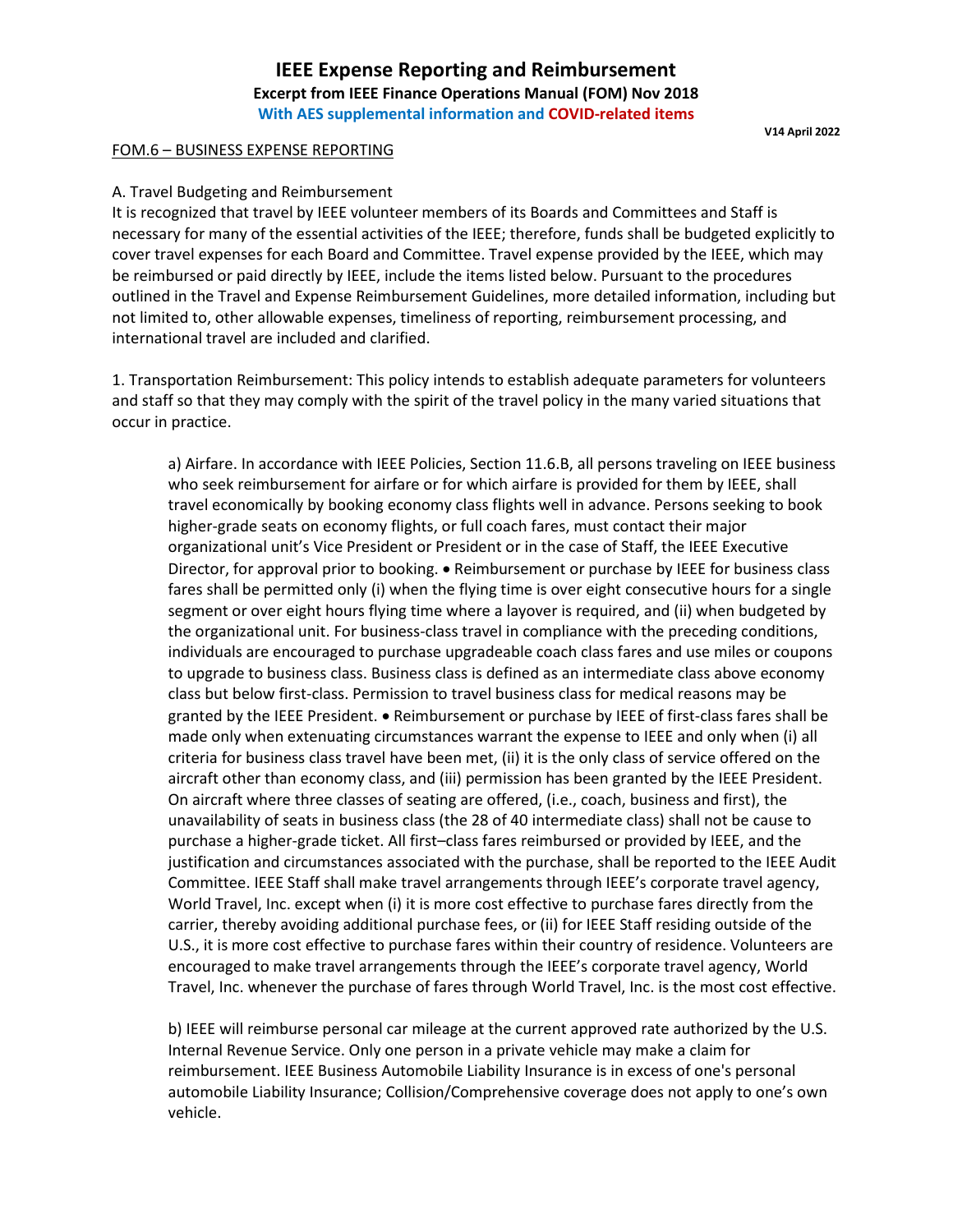# IEEE Expense Reporting and Reimbursement

**Excerpt from IEEE Finance Operations Manual (FOM) Nov 2018**

**With AES supplemental information and COVID-related items**

**V14 April 2022**

FOM.6 – BUSINESS EXPENSE REPORTING

A. Travel Budgeting and Reimbursement

It is recognized that travel by IEEE volunteer members of its Boards and Committees and Staff is necessary for many of the essential activities of the IEEE; therefore, funds shall be budgeted explicitly to cover travel expenses for each Board and Committee. Travel expense provided by the IEEE, which may be reimbursed or paid directly by IEEE, include the items listed below. Pursuant to the procedures outlined in the Travel and Expense Reimbursement Guidelines, more detailed information, including but not limited to, other allowable expenses, timeliness of reporting, reimbursement processing, and international travel are included and clarified.

1. Transportation Reimbursement: This policy intends to establish adequate parameters for volunteers and staff so that they may comply with the spirit of the travel policy in the many varied situations that occur in practice.

a) Airfare. In accordance with IEEE Policies, Section 11.6.B, all persons traveling on IEEE business who seek reimbursement for airfare or for which airfare is provided for them by IEEE, shall travel economically by booking economy class flights well in advance. Persons seeking to book higher-grade seats on economy flights, or full coach fares, must contact their major organizational unit's Vice President or President or in the case of Staff, the IEEE Executive Director, for approval prior to booking. • Reimbursement or purchase by IEEE for business class fares shall be permitted only (i) when the flying time is over eight consecutive hours for a single segment or over eight hours flying time where a layover is required, and (ii) when budgeted by the organizational unit. For business-class travel in compliance with the preceding conditions, individuals are encouraged to purchase upgradeable coach class fares and use miles or coupons to upgrade to business class. Business class is defined as an intermediate class above economy class but below first-class. Permission to travel business class for medical reasons may be granted by the IEEE President. • Reimbursement or purchase by IEEE of first-class fares shall be made only when extenuating circumstances warrant the expense to IEEE and only when (i) all criteria for business class travel have been met, (ii) it is the only class of service offered on the aircraft other than economy class, and (iii) permission has been granted by the IEEE President. On aircraft where three classes of seating are offered, (i.e., coach, business and first), the unavailability of seats in business class (the 28 of 40 intermediate class) shall not be cause to purchase a higher-grade ticket. All first–class fares reimbursed or provided by IEEE, and the justification and circumstances associated with the purchase, shall be reported to the IEEE Audit Committee. IEEE Staff shall make travel arrangements through IEEE's corporate travel agency, World Travel, Inc. except when (i) it is more cost effective to purchase fares directly from the carrier, thereby avoiding additional purchase fees, or (ii) for IEEE Staff residing outside of the U.S., it is more cost effective to purchase fares within their country of residence. Volunteers are encouraged to make travel arrangements through the IEEE's corporate travel agency, World Travel, Inc. whenever the purchase of fares through World Travel, Inc. is the most cost effective.

b) IEEE will reimburse personal car mileage at the current approved rate authorized by the U.S. Internal Revenue Service. Only one person in a private vehicle may make a claim for reimbursement. IEEE Business Automobile Liability Insurance is in excess of one's personal automobile Liability Insurance; Collision/Comprehensive coverage does not apply to one's own vehicle.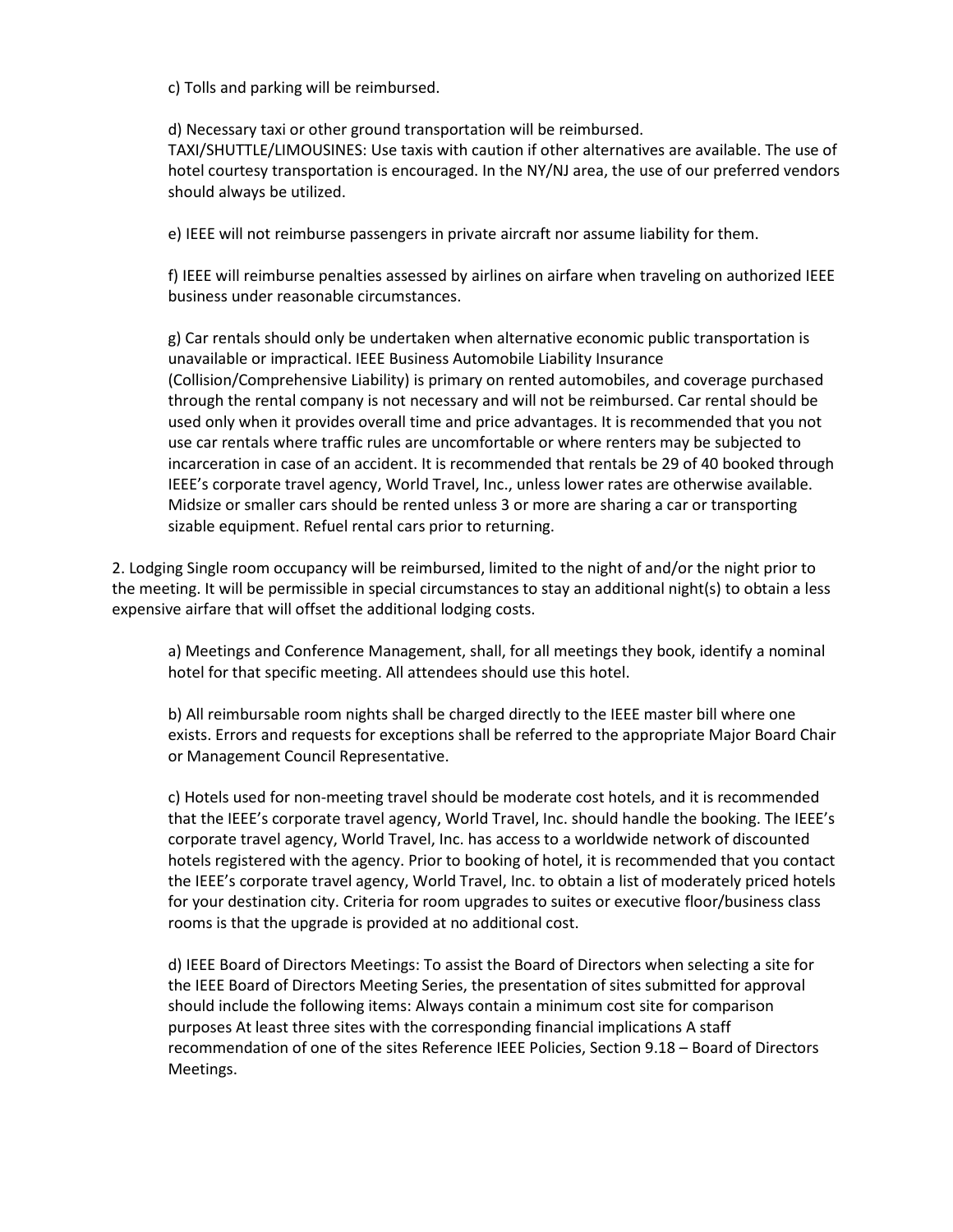c) Tolls and parking will be reimbursed.

d) Necessary taxi or other ground transportation will be reimbursed.
TAXI/SHUTTLE/LIMOUSINES: Use taxis with caution if other alternatives are available. The use of hotel courtesy transportation is encouraged. In the NY/NJ area, the use of our preferred vendors should always be utilized.

e) IEEE will not reimburse passengers in private aircraft nor assume liability for them.

f) IEEE will reimburse penalties assessed by airlines on airfare when traveling on authorized IEEE business under reasonable circumstances.

g) Car rentals should only be undertaken when alternative economic public transportation is unavailable or impractical. IEEE Business Automobile Liability Insurance (Collision/Comprehensive Liability) is primary on rented automobiles, and coverage purchased through the rental company is not necessary and will not be reimbursed. Car rental should be used only when it provides overall time and price advantages. It is recommended that you not use car rentals where traffic rules are uncomfortable or where renters may be subjected to incarceration in case of an accident. It is recommended that rentals be 29 of 40 booked through IEEE's corporate travel agency, World Travel, Inc., unless lower rates are otherwise available. Midsize or smaller cars should be rented unless 3 or more are sharing a car or transporting sizable equipment. Refuel rental cars prior to returning.

2. Lodging Single room occupancy will be reimbursed, limited to the night of and/or the night prior to the meeting. It will be permissible in special circumstances to stay an additional night(s) to obtain a less expensive airfare that will offset the additional lodging costs.

a) Meetings and Conference Management, shall, for all meetings they book, identify a nominal hotel for that specific meeting. All attendees should use this hotel.

b) All reimbursable room nights shall be charged directly to the IEEE master bill where one exists. Errors and requests for exceptions shall be referred to the appropriate Major Board Chair or Management Council Representative.

c) Hotels used for non-meeting travel should be moderate cost hotels, and it is recommended that the IEEE's corporate travel agency, World Travel, Inc. should handle the booking. The IEEE's corporate travel agency, World Travel, Inc. has access to a worldwide network of discounted hotels registered with the agency. Prior to booking of hotel, it is recommended that you contact the IEEE's corporate travel agency, World Travel, Inc. to obtain a list of moderately priced hotels for your destination city. Criteria for room upgrades to suites or executive floor/business class rooms is that the upgrade is provided at no additional cost.

d) IEEE Board of Directors Meetings: To assist the Board of Directors when selecting a site for the IEEE Board of Directors Meeting Series, the presentation of sites submitted for approval should include the following items: Always contain a minimum cost site for comparison purposes At least three sites with the corresponding financial implications A staff recommendation of one of the sites Reference IEEE Policies, Section 9.18 – Board of Directors Meetings.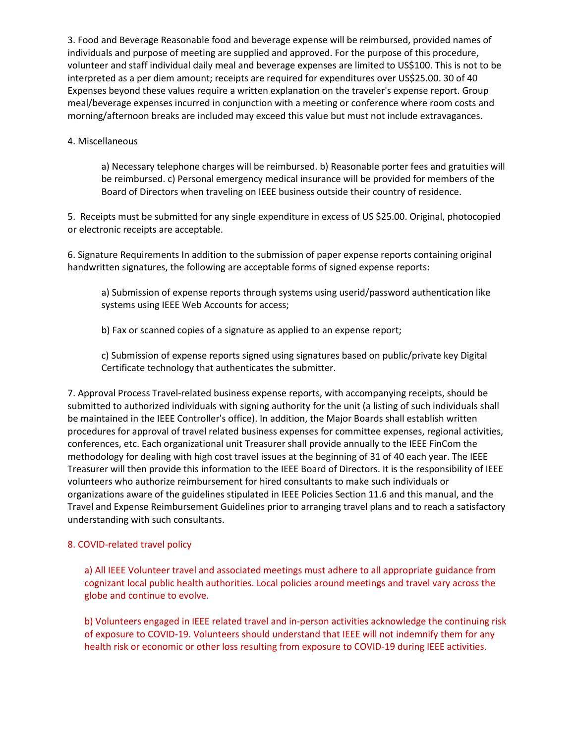3. Food and Beverage Reasonable food and beverage expense will be reimbursed, provided names of individuals and purpose of meeting are supplied and approved. For the purpose of this procedure, volunteer and staff individual daily meal and beverage expenses are limited to US$100. This is not to be interpreted as a per diem amount; receipts are required for expenditures over US$25.00. Expenses beyond these values require a written explanation on the traveler's expense report. Group meal/beverage expenses incurred in conjunction with a meeting or conference where room costs and morning/afternoon breaks are included may exceed this value but must not include extravagances.

4. Miscellaneous

> a) Necessary telephone charges will be reimbursed. b) Reasonable porter fees and gratuities will be reimbursed. c) Personal emergency medical insurance will be provided for members of the Board of Directors when traveling on IEEE business outside their country of residence.

5. Receipts must be submitted for any single expenditure in excess of US $25.00. Original, photocopied or electronic receipts are acceptable.

6. Signature Requirements In addition to the submission of paper expense reports containing original handwritten signatures, the following are acceptable forms of signed expense reports:

> a) Submission of expense reports through systems using userid/password authentication like systems using IEEE Web Accounts for access;
>
> b) Fax or scanned copies of a signature as applied to an expense report;
>
> c) Submission of expense reports signed using signatures based on public/private key Digital Certificate technology that authenticates the submitter.

7. Approval Process Travel-related business expense reports, with accompanying receipts, should be submitted to authorized individuals with signing authority for the unit (a listing of such individuals shall be maintained in the IEEE Controller's office). In addition, the Major Boards shall establish written procedures for approval of travel related business expenses for committee expenses, regional activities, conferences, etc. Each organizational unit Treasurer shall provide annually to the IEEE FinCom the methodology for dealing with high cost travel issues at the beginning of each year. The IEEE Treasurer will then provide this information to the IEEE Board of Directors. It is the responsibility of IEEE volunteers who authorize reimbursement for hired consultants to make such individuals or organizations aware of the guidelines stipulated in IEEE Policies Section 11.6 and this manual, and the Travel and Expense Reimbursement Guidelines prior to arranging travel plans and to reach a satisfactory understanding with such consultants.

8. COVID-related travel policy

> a) All IEEE Volunteer travel and associated meetings must adhere to all appropriate guidance from cognizant local public health authorities. Local policies around meetings and travel vary across the globe and continue to evolve.
>
> b) Volunteers engaged in IEEE related travel and in-person activities acknowledge the continuing risk of exposure to COVID-19. Volunteers should understand that IEEE will not indemnify them for any health risk or economic or other loss resulting from exposure to COVID-19 during IEEE activities.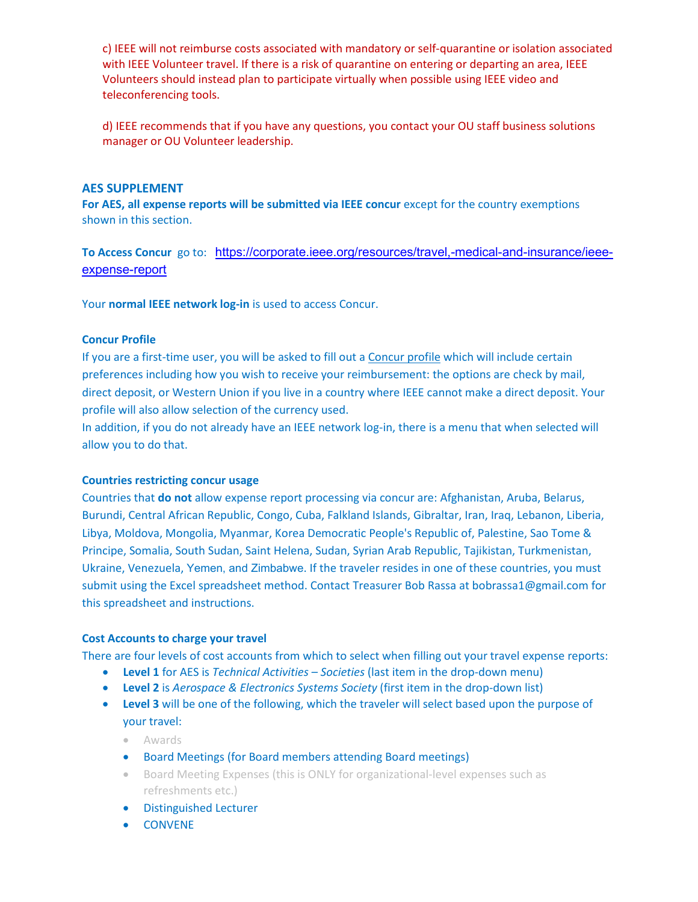c) IEEE will not reimburse costs associated with mandatory or self-quarantine or isolation associated with IEEE Volunteer travel. If there is a risk of quarantine on entering or departing an area, IEEE Volunteers should instead plan to participate virtually when possible using IEEE video and teleconferencing tools.

d) IEEE recommends that if you have any questions, you contact your OU staff business solutions manager or OU Volunteer leadership.

## AES SUPPLEMENT

**For AES, all expense reports will be submitted via IEEE concur** except for the country exemptions shown in this section.

**To Access Concur** go to: https://corporate.ieee.org/resources/travel,-medical-and-insurance/ieee-expense-report

Your **normal IEEE network log-in** is used to access Concur.

### Concur Profile

If you are a first-time user, you will be asked to fill out a Concur profile which will include certain preferences including how you wish to receive your reimbursement: the options are check by mail, direct deposit, or Western Union if you live in a country where IEEE cannot make a direct deposit. Your profile will also allow selection of the currency used.
In addition, if you do not already have an IEEE network log-in, there is a menu that when selected will allow you to do that.

### Countries restricting concur usage

Countries that **do not** allow expense report processing via concur are: Afghanistan, Aruba, Belarus, Burundi, Central African Republic, Congo, Cuba, Falkland Islands, Gibraltar, Iran, Iraq, Lebanon, Liberia, Libya, Moldova, Mongolia, Myanmar, Korea Democratic People's Republic of, Palestine, Sao Tome & Principe, Somalia, South Sudan, Saint Helena, Sudan, Syrian Arab Republic, Tajikistan, Turkmenistan, Ukraine, Venezuela, Yemen, and Zimbabwe. If the traveler resides in one of these countries, you must submit using the Excel spreadsheet method. Contact Treasurer Bob Rassa at bobrassa1@gmail.com for this spreadsheet and instructions.

### Cost Accounts to charge your travel

There are four levels of cost accounts from which to select when filling out your travel expense reports:

- **Level 1** for AES is *Technical Activities – Societies* (last item in the drop-down menu)
- **Level 2** is *Aerospace & Electronics Systems Society* (first item in the drop-down list)
- **Level 3** will be one of the following, which the traveler will select based upon the purpose of your travel:
  - Awards
  - Board Meetings (for Board members attending Board meetings)
  - Board Meeting Expenses (this is ONLY for organizational-level expenses such as refreshments etc.)
  - Distinguished Lecturer
  - CONVENE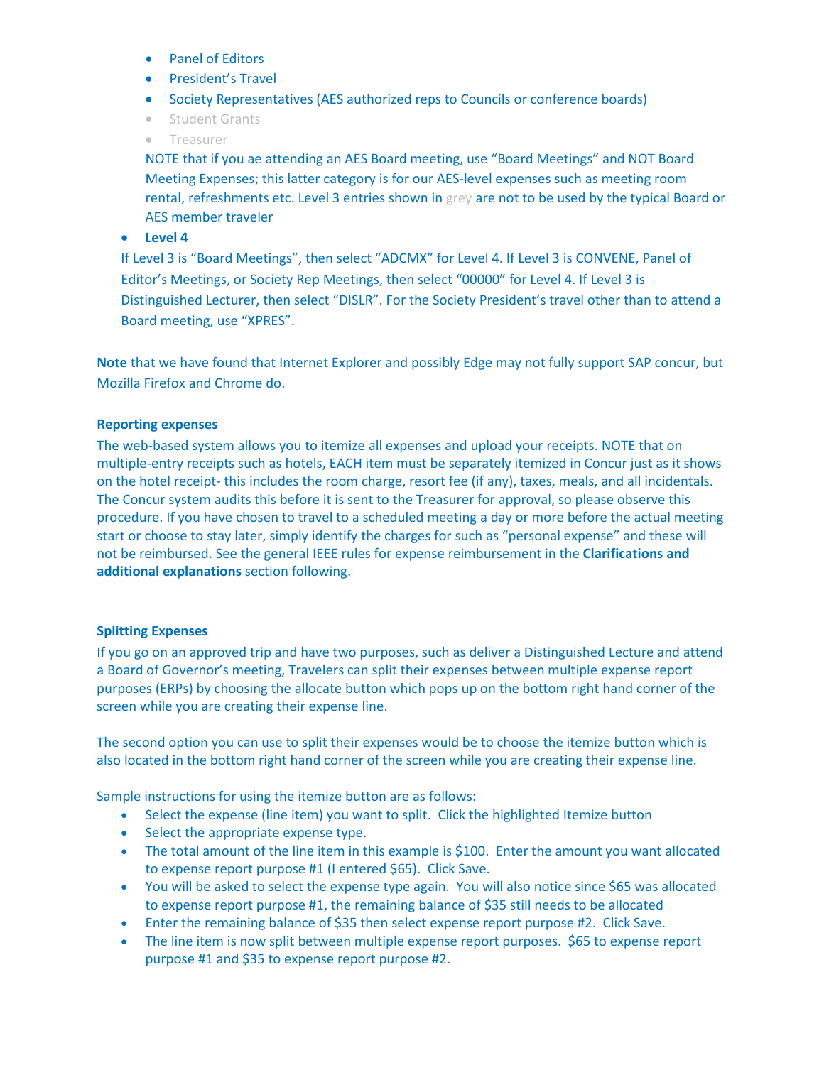- Panel of Editors
- President's Travel
- Society Representatives (AES authorized reps to Councils or conference boards)
- Student Grants
- Treasurer

NOTE that if you ae attending an AES Board meeting, use "Board Meetings" and NOT Board Meeting Expenses; this latter category is for our AES-level expenses such as meeting room rental, refreshments etc. Level 3 entries shown in grey are not to be used by the typical Board or AES member traveler

- **Level 4**

If Level 3 is "Board Meetings", then select "ADCMX" for Level 4. If Level 3 is CONVENE, Panel of Editor's Meetings, or Society Rep Meetings, then select "00000" for Level 4. If Level 3 is Distinguished Lecturer, then select "DISLR". For the Society President's travel other than to attend a Board meeting, use "XPRES".

**Note** that we have found that Internet Explorer and possibly Edge may not fully support SAP concur, but Mozilla Firefox and Chrome do.

### Reporting expenses

The web-based system allows you to itemize all expenses and upload your receipts. NOTE that on multiple-entry receipts such as hotels, EACH item must be separately itemized in Concur just as it shows on the hotel receipt- this includes the room charge, resort fee (if any), taxes, meals, and all incidentals. The Concur system audits this before it is sent to the Treasurer for approval, so please observe this procedure. If you have chosen to travel to a scheduled meeting a day or more before the actual meeting start or choose to stay later, simply identify the charges for such as "personal expense" and these will not be reimbursed. See the general IEEE rules for expense reimbursement in the **Clarifications and additional explanations** section following.

### Splitting Expenses

If you go on an approved trip and have two purposes, such as deliver a Distinguished Lecture and attend a Board of Governor's meeting, Travelers can split their expenses between multiple expense report purposes (ERPs) by choosing the allocate button which pops up on the bottom right hand corner of the screen while you are creating their expense line.

The second option you can use to split their expenses would be to choose the itemize button which is also located in the bottom right hand corner of the screen while you are creating their expense line.

Sample instructions for using the itemize button are as follows:

- Select the expense (line item) you want to split. Click the highlighted Itemize button
- Select the appropriate expense type.
- The total amount of the line item in this example is $100. Enter the amount you want allocated to expense report purpose #1 (I entered $65). Click Save.
- You will be asked to select the expense type again. You will also notice since $65 was allocated to expense report purpose #1, the remaining balance of $35 still needs to be allocated
- Enter the remaining balance of $35 then select expense report purpose #2. Click Save.
- The line item is now split between multiple expense report purposes. $65 to expense report purpose #1 and $35 to expense report purpose #2.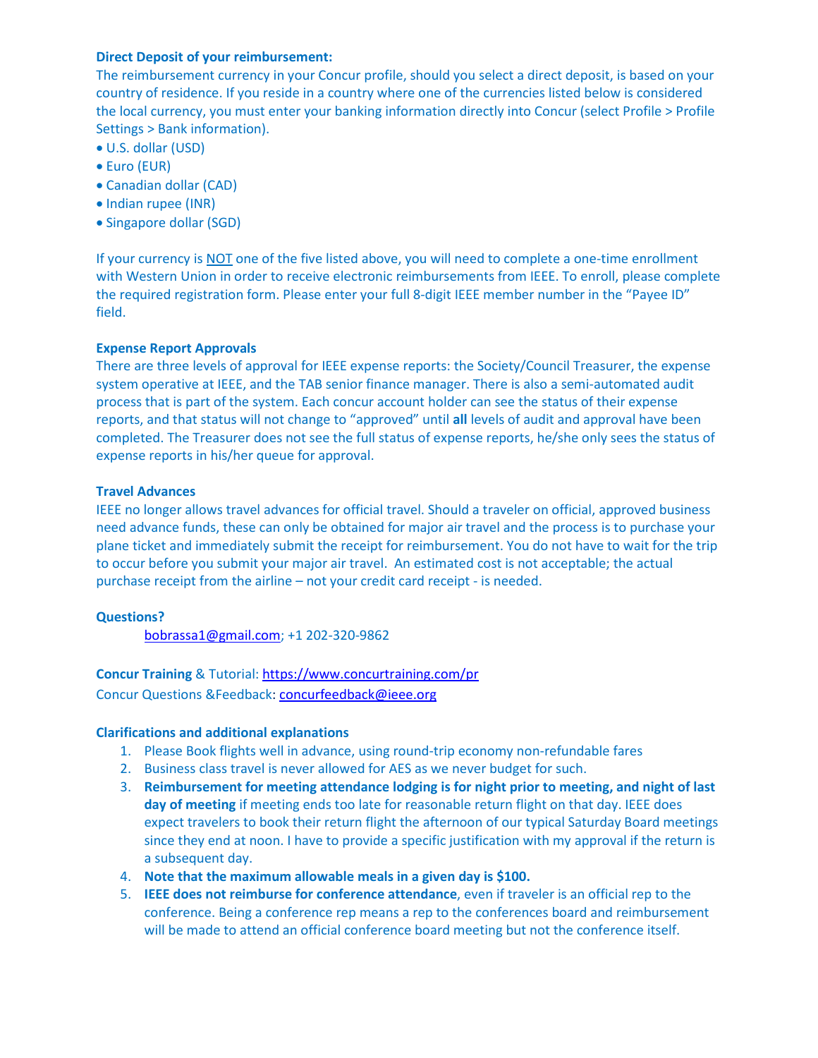**Direct Deposit of your reimbursement:**

The reimbursement currency in your Concur profile, should you select a direct deposit, is based on your country of residence. If you reside in a country where one of the currencies listed below is considered the local currency, you must enter your banking information directly into Concur (select Profile > Profile Settings > Bank information).

- U.S. dollar (USD)
- Euro (EUR)
- Canadian dollar (CAD)
- Indian rupee (INR)
- Singapore dollar (SGD)

If your currency is <u>NOT</u> one of the five listed above, you will need to complete a one-time enrollment with Western Union in order to receive electronic reimbursements from IEEE. To enroll, please complete the required registration form. Please enter your full 8-digit IEEE member number in the "Payee ID" field.

**Expense Report Approvals**

There are three levels of approval for IEEE expense reports: the Society/Council Treasurer, the expense system operative at IEEE, and the TAB senior finance manager. There is also a semi-automated audit process that is part of the system. Each concur account holder can see the status of their expense reports, and that status will not change to "approved" until **all** levels of audit and approval have been completed. The Treasurer does not see the full status of expense reports, he/she only sees the status of expense reports in his/her queue for approval.

**Travel Advances**

IEEE no longer allows travel advances for official travel. Should a traveler on official, approved business need advance funds, these can only be obtained for major air travel and the process is to purchase your plane ticket and immediately submit the receipt for reimbursement. You do not have to wait for the trip to occur before you submit your major air travel. An estimated cost is not acceptable; the actual purchase receipt from the airline – not your credit card receipt - is needed.

**Questions?**

bobrassa1@gmail.com; +1 202-320-9862

**Concur Training** & Tutorial: https://www.concurtraining.com/pr

Concur Questions &Feedback: concurfeedback@ieee.org

**Clarifications and additional explanations**

1. Please Book flights well in advance, using round-trip economy non-refundable fares
2. Business class travel is never allowed for AES as we never budget for such.
3. **Reimbursement for meeting attendance lodging is for night prior to meeting, and night of last day of meeting** if meeting ends too late for reasonable return flight on that day. IEEE does expect travelers to book their return flight the afternoon of our typical Saturday Board meetings since they end at noon. I have to provide a specific justification with my approval if the return is a subsequent day.
4. **Note that the maximum allowable meals in a given day is $100.**
5. **IEEE does not reimburse for conference attendance**, even if traveler is an official rep to the conference. Being a conference rep means a rep to the conferences board and reimbursement will be made to attend an official conference board meeting but not the conference itself.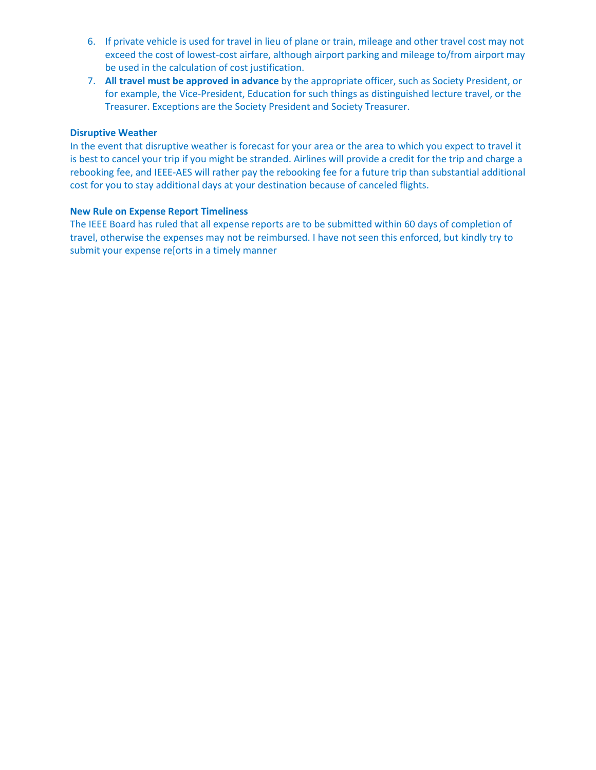6. If private vehicle is used for travel in lieu of plane or train, mileage and other travel cost may not exceed the cost of lowest-cost airfare, although airport parking and mileage to/from airport may be used in the calculation of cost justification.
7. **All travel must be approved in advance** by the appropriate officer, such as Society President, or for example, the Vice-President, Education for such things as distinguished lecture travel, or the Treasurer. Exceptions are the Society President and Society Treasurer.

### Disruptive Weather

In the event that disruptive weather is forecast for your area or the area to which you expect to travel it is best to cancel your trip if you might be stranded. Airlines will provide a credit for the trip and charge a rebooking fee, and IEEE-AES will rather pay the rebooking fee for a future trip than substantial additional cost for you to stay additional days at your destination because of canceled flights.

### New Rule on Expense Report Timeliness

The IEEE Board has ruled that all expense reports are to be submitted within 60 days of completion of travel, otherwise the expenses may not be reimbursed. I have not seen this enforced, but kindly try to submit your expense re[orts in a timely manner